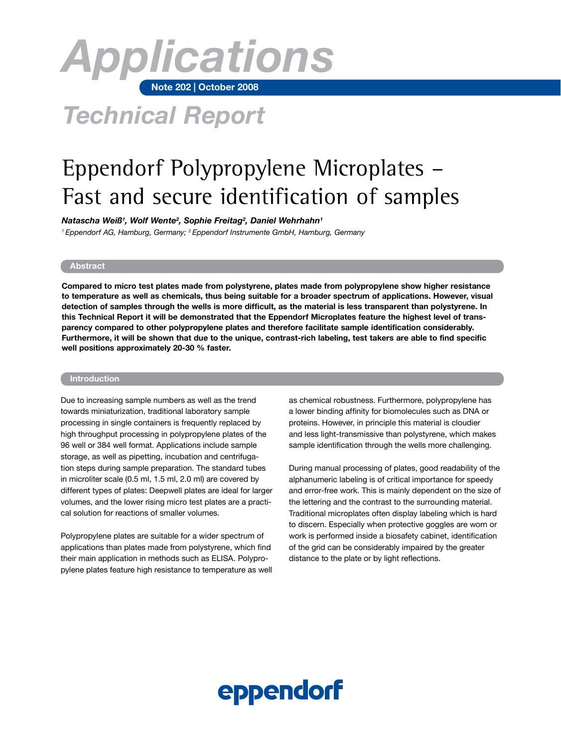# Applications

**Note 202 | October 2008**

## Technical Report

# Eppendorf Polypropylene Microplates – Fast and secure identification of samples

***Natascha Weiß[1], Wolf Wente[2], Sophie Freitag[2], Daniel Wehrhahn[1]***

*[1] Eppendorf AG, Hamburg, Germany; [2] Eppendorf Instrumente GmbH, Hamburg, Germany*

## Abstract

**Compared to micro test plates made from polystyrene, plates made from polypropylene show higher resistance to temperature as well as chemicals, thus being suitable for a broader spectrum of applications. However, visual detection of samples through the wells is more difficult, as the material is less transparent than polystyrene. In this Technical Report it will be demonstrated that the Eppendorf Microplates feature the highest level of transparency compared to other polypropylene plates and therefore facilitate sample identification considerably. Furthermore, it will be shown that due to the unique, contrast-rich labeling, test takers are able to find specific well positions approximately 20-30 % faster.**

## Introduction

Due to increasing sample numbers as well as the trend towards miniaturization, traditional laboratory sample processing in single containers is frequently replaced by high throughput processing in polypropylene plates of the 96 well or 384 well format. Applications include sample storage, as well as pipetting, incubation and centrifugation steps during sample preparation. The standard tubes in microliter scale (0.5 ml, 1.5 ml, 2.0 ml) are covered by different types of plates: Deepwell plates are ideal for larger volumes, and the lower rising micro test plates are a practical solution for reactions of smaller volumes.

Polypropylene plates are suitable for a wider spectrum of applications than plates made from polystyrene, which find their main application in methods such as ELISA. Polypropylene plates feature high resistance to temperature as well as chemical robustness. Furthermore, polypropylene has a lower binding affinity for biomolecules such as DNA or proteins. However, in principle this material is cloudier and less light-transmissive than polystyrene, which makes sample identification through the wells more challenging.

During manual processing of plates, good readability of the alphanumeric labeling is of critical importance for speedy and error-free work. This is mainly dependent on the size of the lettering and the contrast to the surrounding material. Traditional microplates often display labeling which is hard to discern. Especially when protective goggles are worn or work is performed inside a biosafety cabinet, identification of the grid can be considerably impaired by the greater distance to the plate or by light reflections.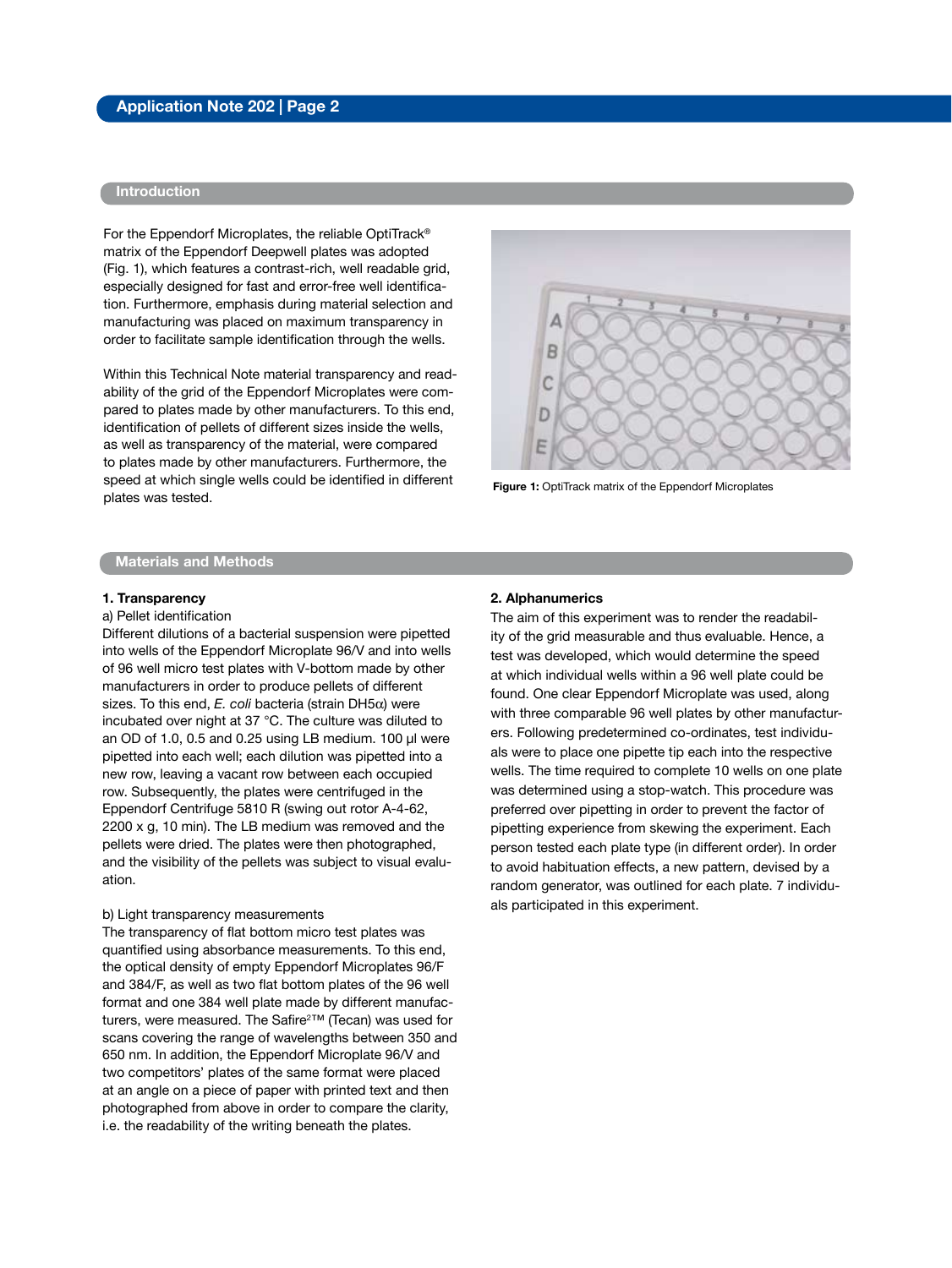## Introduction

For the Eppendorf Microplates, the reliable OptiTrack® matrix of the Eppendorf Deepwell plates was adopted (Fig. 1), which features a contrast-rich, well readable grid, especially designed for fast and error-free well identification. Furthermore, emphasis during material selection and manufacturing was placed on maximum transparency in order to facilitate sample identification through the wells.

Within this Technical Note material transparency and readability of the grid of the Eppendorf Microplates were compared to plates made by other manufacturers. To this end, identification of pellets of different sizes inside the wells, as well as transparency of the material, were compared to plates made by other manufacturers. Furthermore, the speed at which single wells could be identified in different plates was tested.

**Figure 1:** OptiTrack matrix of the Eppendorf Microplates

## Materials and Methods

**1. Transparency**

a) Pellet identification

Different dilutions of a bacterial suspension were pipetted into wells of the Eppendorf Microplate 96/V and into wells of 96 well micro test plates with V-bottom made by other manufacturers in order to produce pellets of different sizes. To this end, *E. coli* bacteria (strain DH5α) were incubated over night at 37 °C. The culture was diluted to an OD of 1.0, 0.5 and 0.25 using LB medium. 100 µl were pipetted into each well; each dilution was pipetted into a new row, leaving a vacant row between each occupied row. Subsequently, the plates were centrifuged in the Eppendorf Centrifuge 5810 R (swing out rotor A-4-62, 2200 x g, 10 min). The LB medium was removed and the pellets were dried. The plates were then photographed, and the visibility of the pellets was subject to visual evaluation.

b) Light transparency measurements

The transparency of flat bottom micro test plates was quantified using absorbance measurements. To this end, the optical density of empty Eppendorf Microplates 96/F and 384/F, as well as two flat bottom plates of the 96 well format and one 384 well plate made by different manufacturers, were measured. The Safire²™ (Tecan) was used for scans covering the range of wavelengths between 350 and 650 nm. In addition, the Eppendorf Microplate 96/V and two competitors' plates of the same format were placed at an angle on a piece of paper with printed text and then photographed from above in order to compare the clarity, i.e. the readability of the writing beneath the plates.

**2. Alphanumerics**

The aim of this experiment was to render the readability of the grid measurable and thus evaluable. Hence, a test was developed, which would determine the speed at which individual wells within a 96 well plate could be found. One clear Eppendorf Microplate was used, along with three comparable 96 well plates by other manufacturers. Following predetermined co-ordinates, test individuals were to place one pipette tip each into the respective wells. The time required to complete 10 wells on one plate was determined using a stop-watch. This procedure was preferred over pipetting in order to prevent the factor of pipetting experience from skewing the experiment. Each person tested each plate type (in different order). In order to avoid habituation effects, a new pattern, devised by a random generator, was outlined for each plate. 7 individuals participated in this experiment.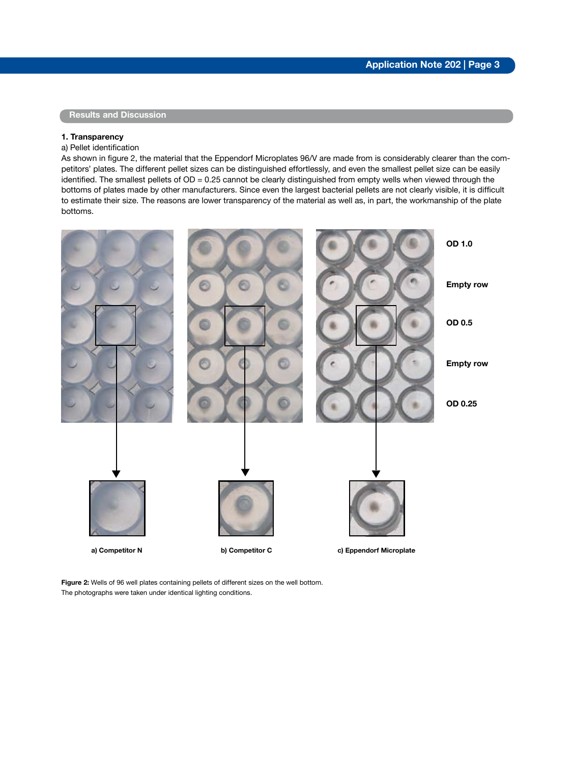## Results and Discussion

### 1. Transparency

a) Pellet identification

As shown in figure 2, the material that the Eppendorf Microplates 96/V are made from is considerably clearer than the competitors' plates. The different pellet sizes can be distinguished effortlessly, and even the smallest pellet size can be easily identified. The smallest pellets of OD = 0.25 cannot be clearly distinguished from empty wells when viewed through the bottoms of plates made by other manufacturers. Since even the largest bacterial pellets are not clearly visible, it is difficult to estimate their size. The reasons are lower transparency of the material as well as, in part, the workmanship of the plate bottoms.

OD 1.0

Empty row

OD 0.5

Empty row

OD 0.25

a) Competitor N

b) Competitor C

c) Eppendorf Microplate

**Figure 2:** Wells of 96 well plates containing pellets of different sizes on the well bottom. The photographs were taken under identical lighting conditions.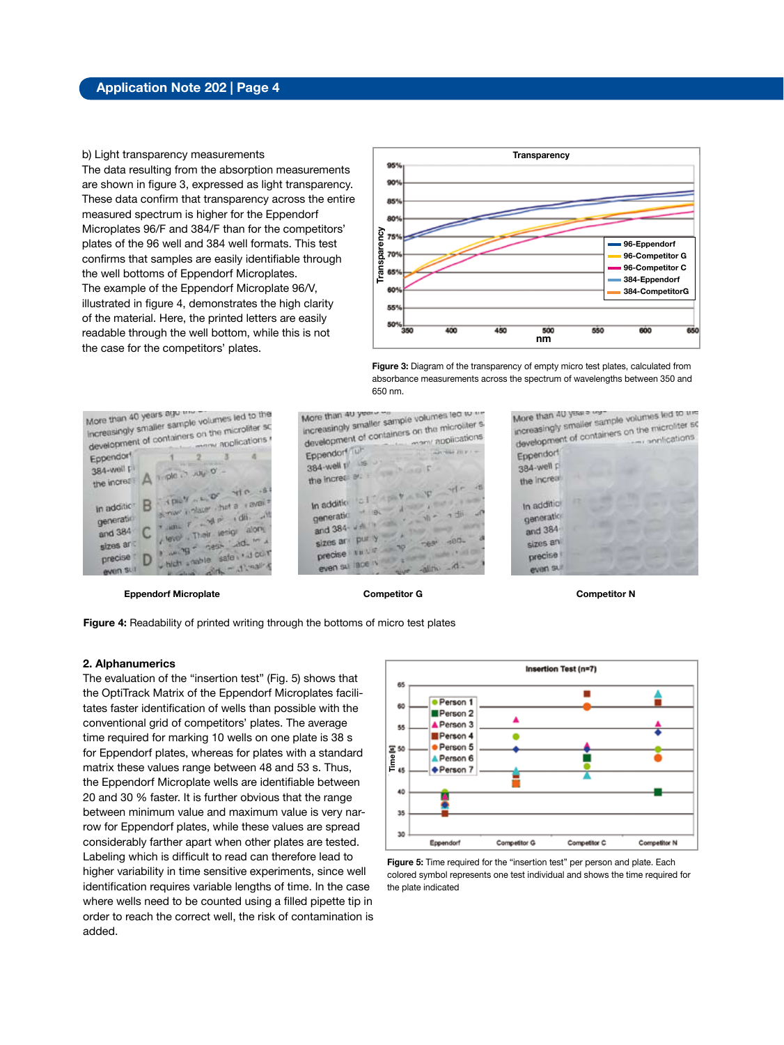b) Light transparency measurements

The data resulting from the absorption measurements are shown in figure 3, expressed as light transparency. These data confirm that transparency across the entire measured spectrum is higher for the Eppendorf Microplates 96/F and 384/F than for the competitors' plates of the 96 well and 384 well formats. This test confirms that samples are easily identifiable through the well bottoms of Eppendorf Microplates.

The example of the Eppendorf Microplate 96/V, illustrated in figure 4, demonstrates the high clarity of the material. Here, the printed letters are easily readable through the well bottom, while this is not the case for the competitors' plates.

**Figure 3:** Diagram of the transparency of empty micro test plates, calculated from absorbance measurements across the spectrum of wavelengths between 350 and 650 nm.

Eppendorf Microplate | Competitor G | Competitor N

**Figure 4:** Readability of printed writing through the bottoms of micro test plates

**2. Alphanumerics**

The evaluation of the "insertion test" (Fig. 5) shows that the OptiTrack Matrix of the Eppendorf Microplates facilitates faster identification of wells than possible with the conventional grid of competitors' plates. The average time required for marking 10 wells on one plate is 38 s for Eppendorf plates, whereas for plates with a standard matrix these values range between 48 and 53 s. Thus, the Eppendorf Microplate wells are identifiable between 20 and 30 % faster. It is further obvious that the range between minimum value and maximum value is very narrow for Eppendorf plates, while these values are spread considerably farther apart when other plates are tested. Labeling which is difficult to read can therefore lead to higher variability in time sensitive experiments, since well identification requires variable lengths of time. In the case where wells need to be counted using a filled pipette tip in order to reach the correct well, the risk of contamination is added.

**Figure 5:** Time required for the "insertion test" per person and plate. Each colored symbol represents one test individual and shows the time required for the plate indicated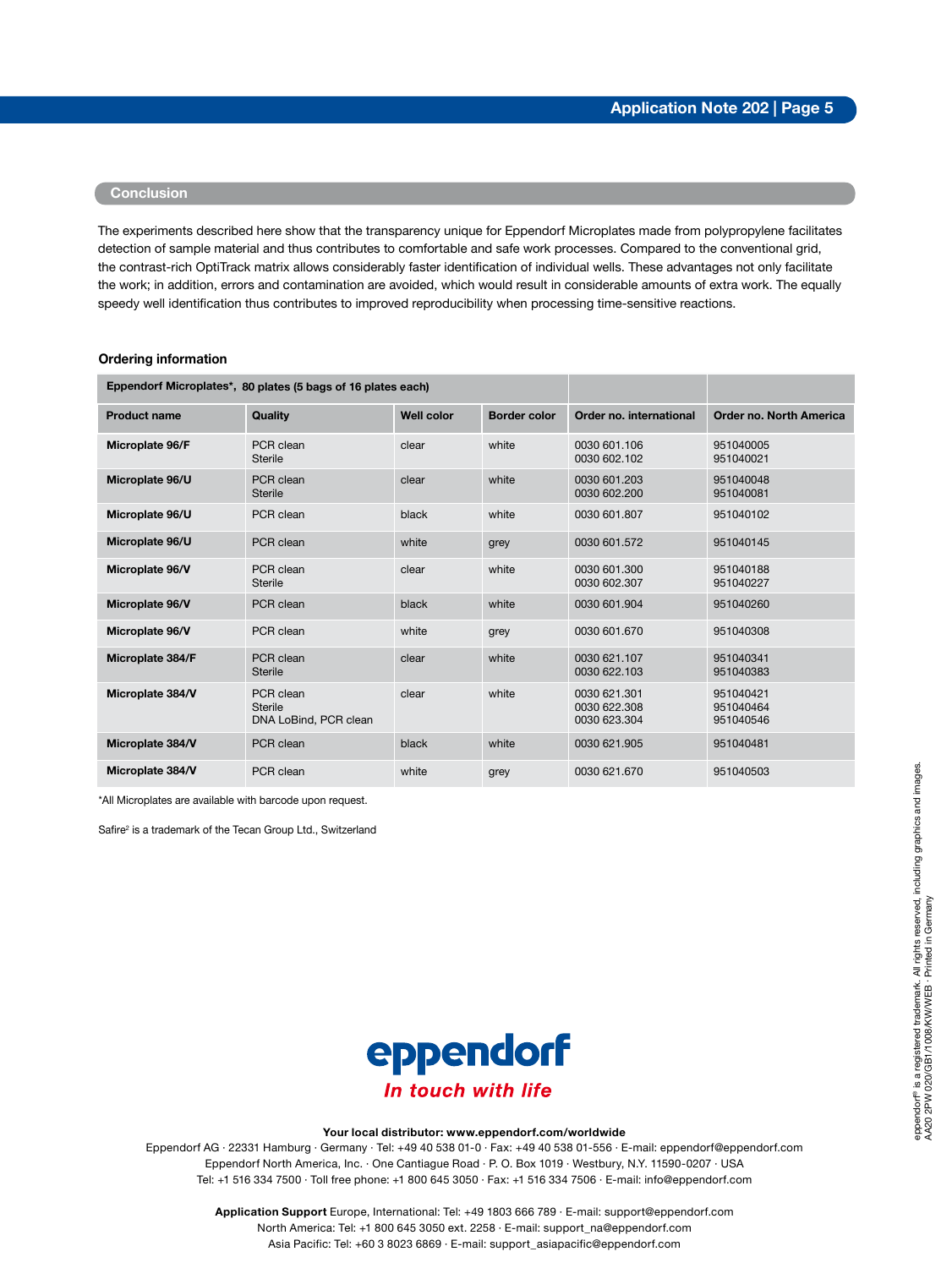## Conclusion

The experiments described here show that the transparency unique for Eppendorf Microplates made from polypropylene facilitates detection of sample material and thus contributes to comfortable and safe work processes. Compared to the conventional grid, the contrast-rich OptiTrack matrix allows considerably faster identification of individual wells. These advantages not only facilitate the work; in addition, errors and contamination are avoided, which would result in considerable amounts of extra work. The equally speedy well identification thus contributes to improved reproducibility when processing time-sensitive reactions.

### Ordering information

| Eppendorf Microplates*, 80 plates (5 bags of 16 plates each) | | | | | |
|---|---|---|---|---|---|
| **Product name** | **Quality** | **Well color** | **Border color** | **Order no. international** | **Order no. North America** |
| **Microplate 96/F** | PCR clean<br>Sterile | clear | white | 0030 601.106<br>0030 602.102 | 951040005<br>951040021 |
| **Microplate 96/U** | PCR clean<br>Sterile | clear | white | 0030 601.203<br>0030 602.200 | 951040048<br>951040081 |
| **Microplate 96/U** | PCR clean | black | white | 0030 601.807 | 951040102 |
| **Microplate 96/U** | PCR clean | white | grey | 0030 601.572 | 951040145 |
| **Microplate 96/V** | PCR clean<br>Sterile | clear | white | 0030 601.300<br>0030 602.307 | 951040188<br>951040227 |
| **Microplate 96/V** | PCR clean | black | white | 0030 601.904 | 951040260 |
| **Microplate 96/V** | PCR clean | white | grey | 0030 601.670 | 951040308 |
| **Microplate 384/F** | PCR clean<br>Sterile | clear | white | 0030 621.107<br>0030 622.103 | 951040341<br>951040383 |
| **Microplate 384/V** | PCR clean<br>Sterile<br>DNA LoBind, PCR clean | clear | white | 0030 621.301<br>0030 622.308<br>0030 623.304 | 951040421<br>951040464<br>951040546 |
| **Microplate 384/V** | PCR clean | black | white | 0030 621.905 | 951040481 |
| **Microplate 384/V** | PCR clean | white | grey | 0030 621.670 | 951040503 |

*All Microplates are available with barcode upon request.

Safire[2] is a trademark of the Tecan Group Ltd., Switzerland

eppendorf

*In touch with life*

**Your local distributor: www.eppendorf.com/worldwide**

Eppendorf AG · 22331 Hamburg · Germany · Tel: +49 40 538 01-0 · Fax: +49 40 538 01-556 · E-mail: eppendorf@eppendorf.com

Eppendorf North America, Inc. · One Cantiague Road · P. O. Box 1019 · Westbury, N.Y. 11590-0207 · USA

Tel: +1 516 334 7500 · Toll free phone: +1 800 645 3050 · Fax: +1 516 334 7506 · E-mail: info@eppendorf.com

**Application Support** Europe, International: Tel: +49 1803 666 789 · E-mail: support@eppendorf.com

North America: Tel: +1 800 645 3050 ext. 2258 · E-mail: support_na@eppendorf.com

Asia Pacific: Tel: +60 3 8023 6869 · E-mail: support_asiapacific@eppendorf.com

eppendorf® is a registered trademark. All rights reserved, including graphics and images.
AA20 2PW 020/GB1/1008/KW/WEB · Printed in Germany